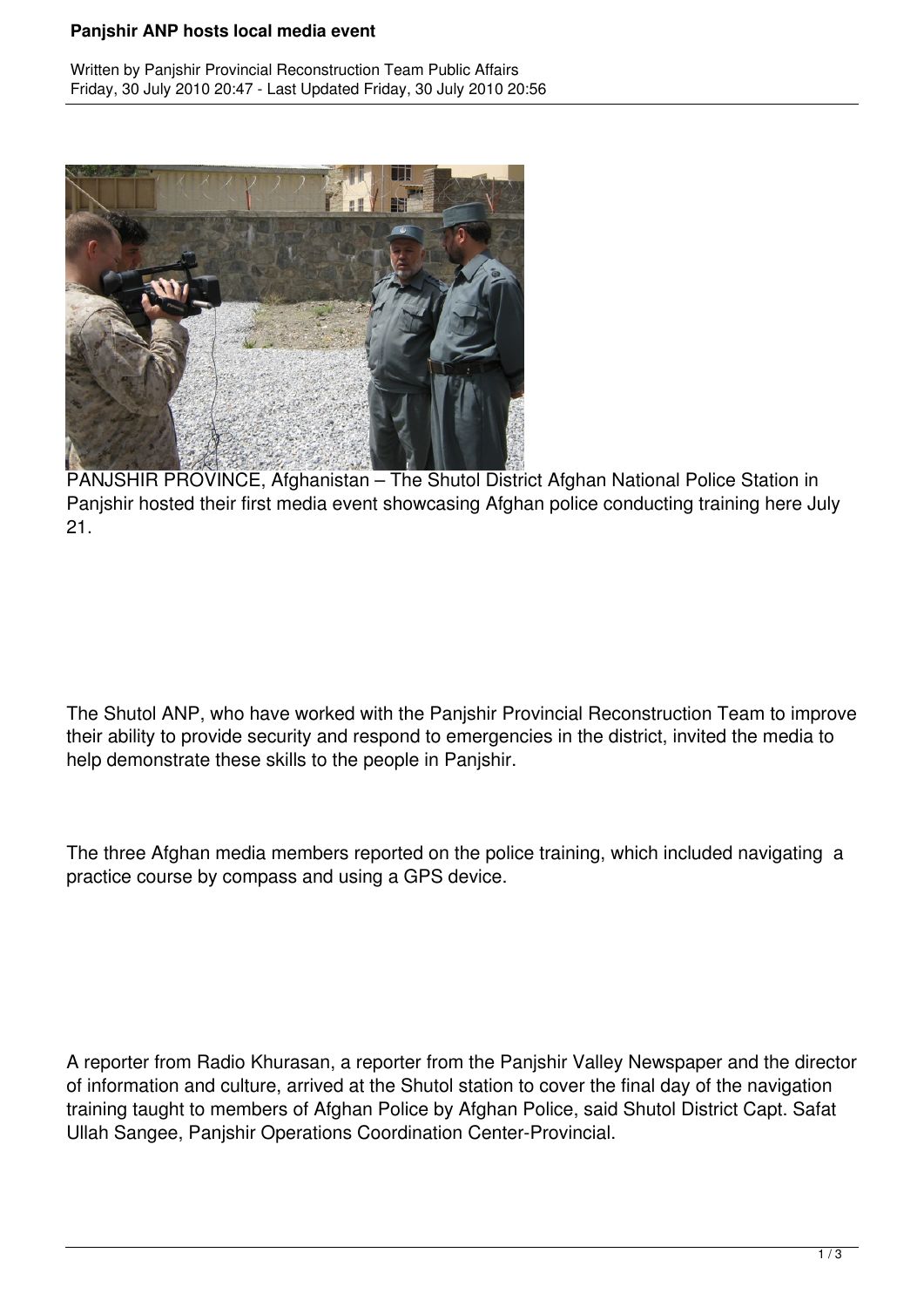# Panjshir ANP hosts local media event

Written by Panjshir Provincial Reconstruction Team Public Affairs
Friday, 30 July 2010 20:47 - Last Updated Friday, 30 July 2010 20:56

PANJSHIR PROVINCE, Afghanistan – The Shutol District Afghan National Police Station in Panjshir hosted their first media event showcasing Afghan police conducting training here July 21.

The Shutol ANP, who have worked with the Panjshir Provincial Reconstruction Team to improve their ability to provide security and respond to emergencies in the district, invited the media to help demonstrate these skills to the people in Panjshir.

The three Afghan media members reported on the police training, which included navigating a practice course by compass and using a GPS device.

A reporter from Radio Khurasan, a reporter from the Panjshir Valley Newspaper and the director of information and culture, arrived at the Shutol station to cover the final day of the navigation training taught to members of Afghan Police by Afghan Police, said Shutol District Capt. Safat Ullah Sangee, Panjshir Operations Coordination Center-Provincial.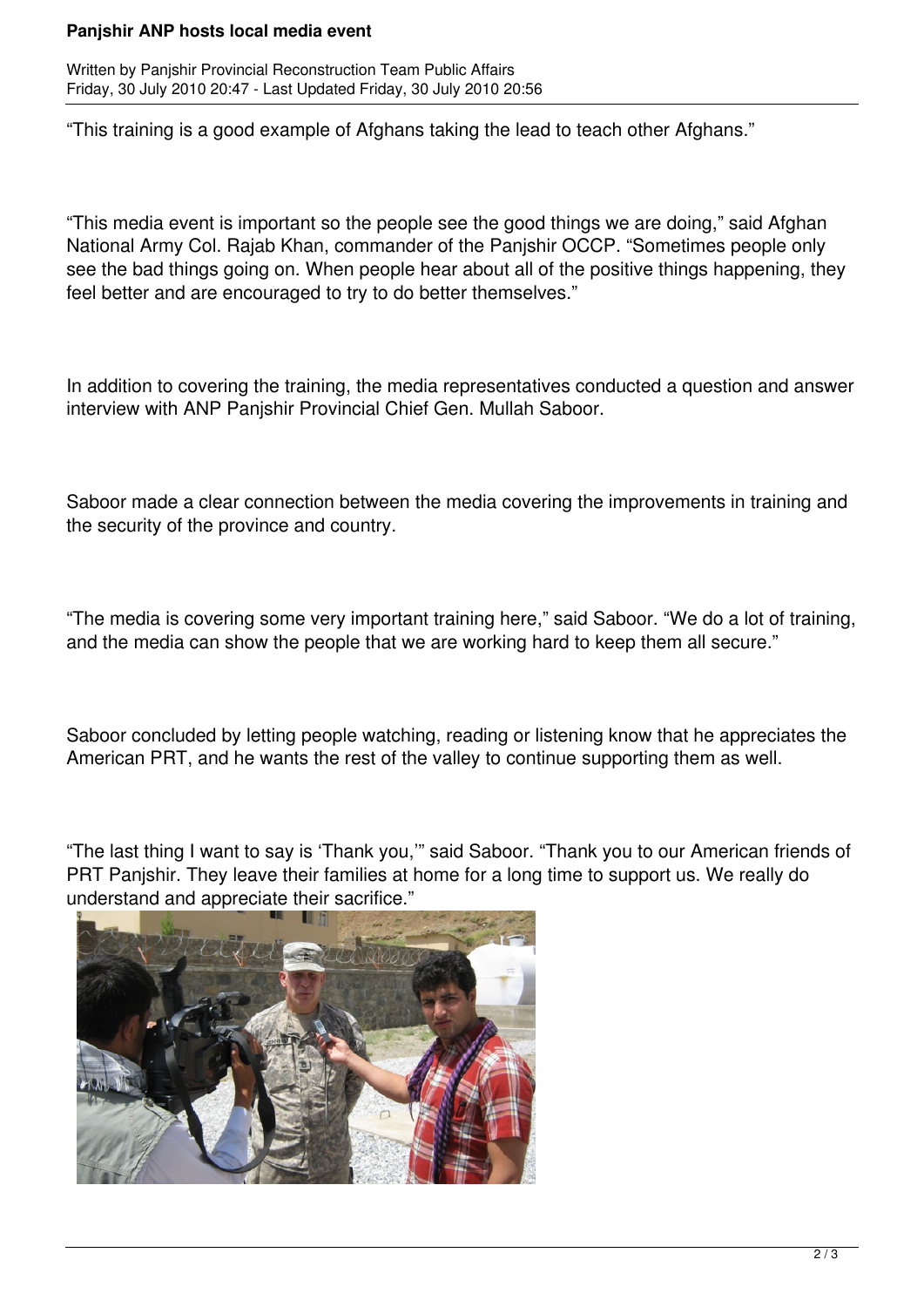"This training is a good example of Afghans taking the lead to teach other Afghans."

"This media event is important so the people see the good things we are doing," said Afghan National Army Col. Rajab Khan, commander of the Panjshir OCCP. "Sometimes people only see the bad things going on. When people hear about all of the positive things happening, they feel better and are encouraged to try to do better themselves."

In addition to covering the training, the media representatives conducted a question and answer interview with ANP Panjshir Provincial Chief Gen. Mullah Saboor.

Saboor made a clear connection between the media covering the improvements in training and the security of the province and country.

"The media is covering some very important training here," said Saboor. "We do a lot of training, and the media can show the people that we are working hard to keep them all secure."

Saboor concluded by letting people watching, reading or listening know that he appreciates the American PRT, and he wants the rest of the valley to continue supporting them as well.

"The last thing I want to say is 'Thank you,'" said Saboor. "Thank you to our American friends of PRT Panjshir. They leave their families at home for a long time to support us. We really do understand and appreciate their sacrifice."